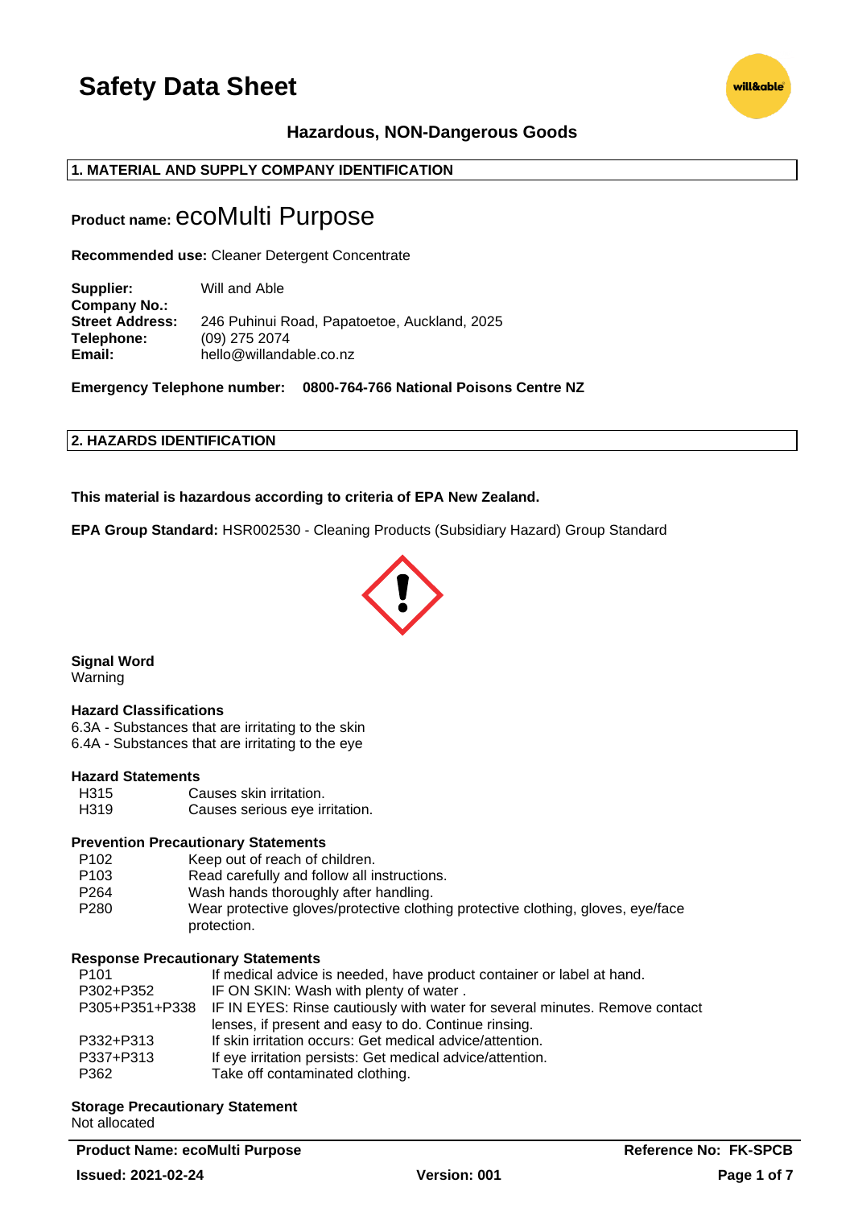# Safety Data Sheet

**Hazardous, NON-Dangerous Goods**

## 1. MATERIAL AND SUPPLY COMPANY IDENTIFICATION

**Product name:** ecoMulti Purpose

**Recommended use:** Cleaner Detergent Concentrate

**Supplier:** Will and Able
**Company No.:**
**Street Address:** 246 Puhinui Road, Papatoetoe, Auckland, 2025
**Telephone:** (09) 275 2074
**Email:** hello@willandable.co.nz

**Emergency Telephone number: 0800-764-766 National Poisons Centre NZ**

## 2. HAZARDS IDENTIFICATION

**This material is hazardous according to criteria of EPA New Zealand.**

**EPA Group Standard:** HSR002530 - Cleaning Products (Subsidiary Hazard) Group Standard

**Signal Word**
Warning

**Hazard Classifications**
6.3A - Substances that are irritating to the skin
6.4A - Substances that are irritating to the eye

**Hazard Statements**

| | |
|---|---|
| H315 | Causes skin irritation. |
| H319 | Causes serious eye irritation. |

**Prevention Precautionary Statements**

| | |
|---|---|
| P102 | Keep out of reach of children. |
| P103 | Read carefully and follow all instructions. |
| P264 | Wash hands thoroughly after handling. |
| P280 | Wear protective gloves/protective clothing protective clothing, gloves, eye/face protection. |

**Response Precautionary Statements**

| | |
|---|---|
| P101 | If medical advice is needed, have product container or label at hand. |
| P302+P352 | IF ON SKIN: Wash with plenty of water . |
| P305+P351+P338 | IF IN EYES: Rinse cautiously with water for several minutes. Remove contact lenses, if present and easy to do. Continue rinsing. |
| P332+P313 | If skin irritation occurs: Get medical advice/attention. |
| P337+P313 | If eye irritation persists: Get medical advice/attention. |
| P362 | Take off contaminated clothing. |

**Storage Precautionary Statement**
Not allocated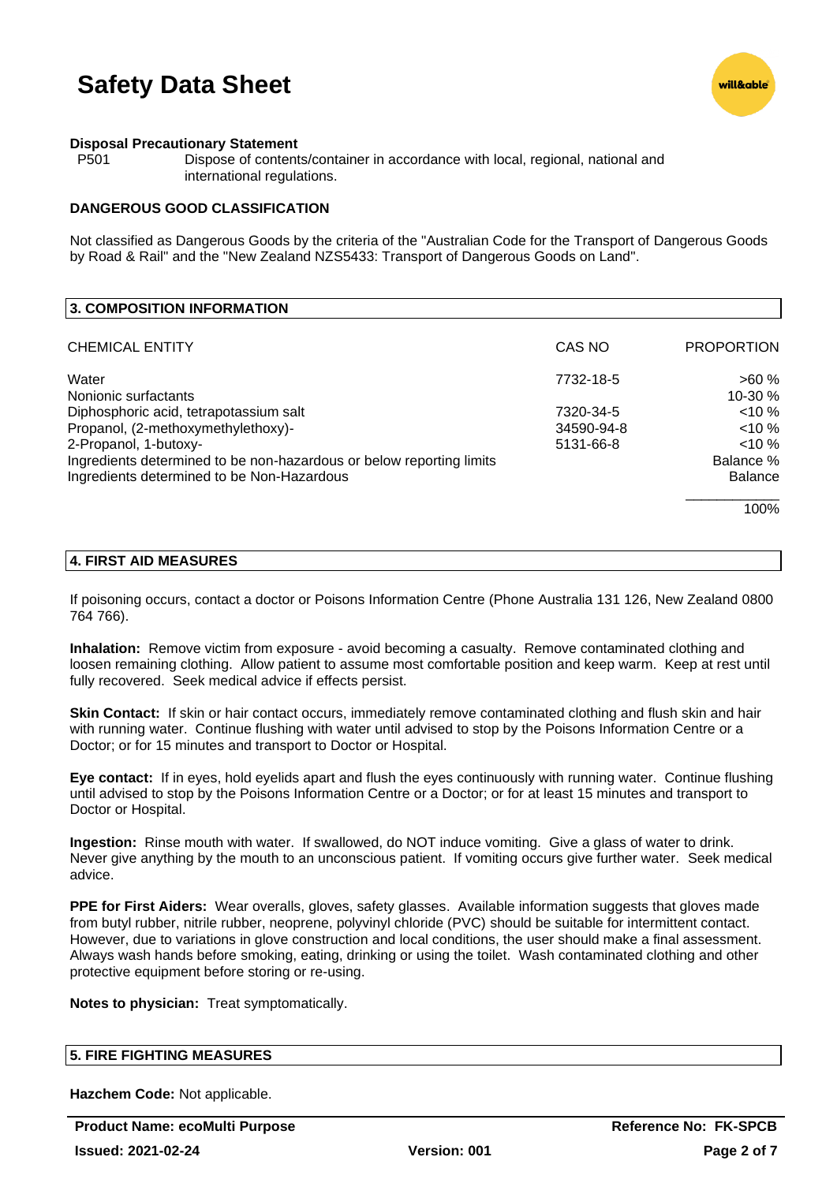**Disposal Precautionary Statement**

P501 Dispose of contents/container in accordance with local, regional, national and international regulations.

**DANGEROUS GOOD CLASSIFICATION**

Not classified as Dangerous Goods by the criteria of the "Australian Code for the Transport of Dangerous Goods by Road & Rail" and the "New Zealand NZS5433: Transport of Dangerous Goods on Land".

## 3. COMPOSITION INFORMATION

| CHEMICAL ENTITY | CAS NO | PROPORTION |
|---|---|---|
| Water | 7732-18-5 | >60 % |
| Nonionic surfactants | | 10-30 % |
| Diphosphoric acid, tetrapotassium salt | 7320-34-5 | <10 % |
| Propanol, (2-methoxymethylethoxy)- | 34590-94-8 | <10 % |
| 2-Propanol, 1-butoxy- | 5131-66-8 | <10 % |
| Ingredients determined to be non-hazardous or below reporting limits | | Balance % |
| Ingredients determined to be Non-Hazardous | | Balance |
| | | 100% |

## 4. FIRST AID MEASURES

If poisoning occurs, contact a doctor or Poisons Information Centre (Phone Australia 131 126, New Zealand 0800 764 766).

**Inhalation:** Remove victim from exposure - avoid becoming a casualty. Remove contaminated clothing and loosen remaining clothing. Allow patient to assume most comfortable position and keep warm. Keep at rest until fully recovered. Seek medical advice if effects persist.

**Skin Contact:** If skin or hair contact occurs, immediately remove contaminated clothing and flush skin and hair with running water. Continue flushing with water until advised to stop by the Poisons Information Centre or a Doctor; or for 15 minutes and transport to Doctor or Hospital.

**Eye contact:** If in eyes, hold eyelids apart and flush the eyes continuously with running water. Continue flushing until advised to stop by the Poisons Information Centre or a Doctor; or for at least 15 minutes and transport to Doctor or Hospital.

**Ingestion:** Rinse mouth with water. If swallowed, do NOT induce vomiting. Give a glass of water to drink. Never give anything by the mouth to an unconscious patient. If vomiting occurs give further water. Seek medical advice.

**PPE for First Aiders:** Wear overalls, gloves, safety glasses. Available information suggests that gloves made from butyl rubber, nitrile rubber, neoprene, polyvinyl chloride (PVC) should be suitable for intermittent contact. However, due to variations in glove construction and local conditions, the user should make a final assessment. Always wash hands before smoking, eating, drinking or using the toilet. Wash contaminated clothing and other protective equipment before storing or re-using.

**Notes to physician:** Treat symptomatically.

## 5. FIRE FIGHTING MEASURES

**Hazchem Code:** Not applicable.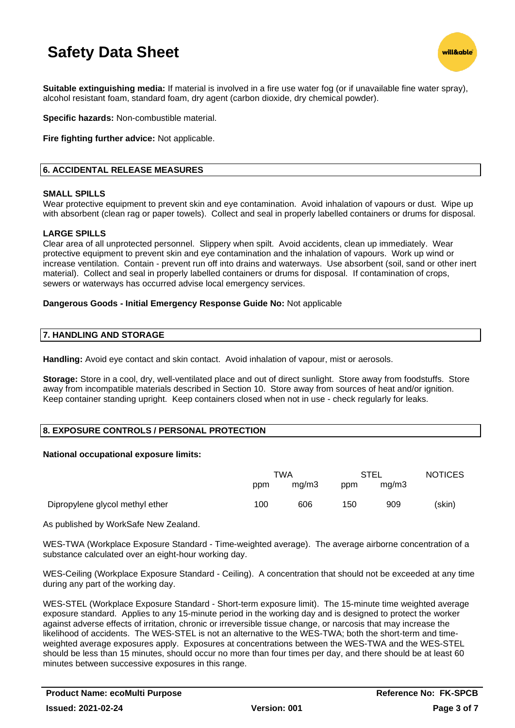**Suitable extinguishing media:** If material is involved in a fire use water fog (or if unavailable fine water spray), alcohol resistant foam, standard foam, dry agent (carbon dioxide, dry chemical powder).

**Specific hazards:** Non-combustible material.

**Fire fighting further advice:** Not applicable.

## 6. ACCIDENTAL RELEASE MEASURES

**SMALL SPILLS**
Wear protective equipment to prevent skin and eye contamination. Avoid inhalation of vapours or dust. Wipe up with absorbent (clean rag or paper towels). Collect and seal in properly labelled containers or drums for disposal.

**LARGE SPILLS**
Clear area of all unprotected personnel. Slippery when spilt. Avoid accidents, clean up immediately. Wear protective equipment to prevent skin and eye contamination and the inhalation of vapours. Work up wind or increase ventilation. Contain - prevent run off into drains and waterways. Use absorbent (soil, sand or other inert material). Collect and seal in properly labelled containers or drums for disposal. If contamination of crops, sewers or waterways has occurred advise local emergency services.

**Dangerous Goods - Initial Emergency Response Guide No:** Not applicable

## 7. HANDLING AND STORAGE

**Handling:** Avoid eye contact and skin contact. Avoid inhalation of vapour, mist or aerosols.

**Storage:** Store in a cool, dry, well-ventilated place and out of direct sunlight. Store away from foodstuffs. Store away from incompatible materials described in Section 10. Store away from sources of heat and/or ignition. Keep container standing upright. Keep containers closed when not in use - check regularly for leaks.

## 8. EXPOSURE CONTROLS / PERSONAL PROTECTION

**National occupational exposure limits:**

| | TWA | | STEL | | NOTICES |
|---|---|---|---|---|---|
| | ppm | mg/m3 | ppm | mg/m3 | |
| Dipropylene glycol methyl ether | 100 | 606 | 150 | 909 | (skin) |

As published by WorkSafe New Zealand.

WES-TWA (Workplace Exposure Standard - Time-weighted average). The average airborne concentration of a substance calculated over an eight-hour working day.

WES-Ceiling (Workplace Exposure Standard - Ceiling). A concentration that should not be exceeded at any time during any part of the working day.

WES-STEL (Workplace Exposure Standard - Short-term exposure limit). The 15-minute time weighted average exposure standard. Applies to any 15-minute period in the working day and is designed to protect the worker against adverse effects of irritation, chronic or irreversible tissue change, or narcosis that may increase the likelihood of accidents. The WES-STEL is not an alternative to the WES-TWA; both the short-term and time-weighted average exposures apply. Exposures at concentrations between the WES-TWA and the WES-STEL should be less than 15 minutes, should occur no more than four times per day, and there should be at least 60 minutes between successive exposures in this range.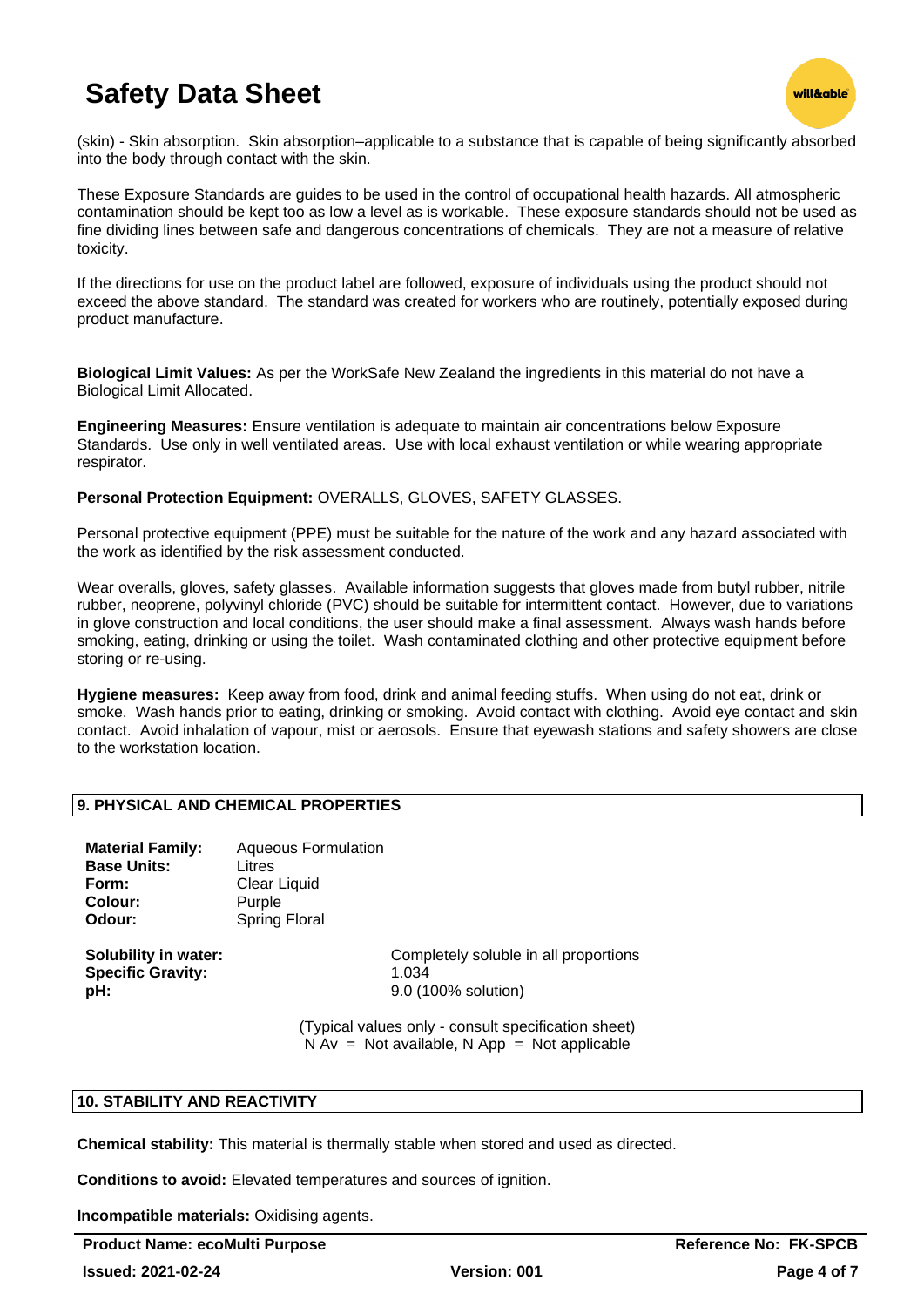(skin) - Skin absorption. Skin absorption–applicable to a substance that is capable of being significantly absorbed into the body through contact with the skin.

These Exposure Standards are guides to be used in the control of occupational health hazards. All atmospheric contamination should be kept too as low a level as is workable. These exposure standards should not be used as fine dividing lines between safe and dangerous concentrations of chemicals. They are not a measure of relative toxicity.

If the directions for use on the product label are followed, exposure of individuals using the product should not exceed the above standard. The standard was created for workers who are routinely, potentially exposed during product manufacture.

**Biological Limit Values:** As per the WorkSafe New Zealand the ingredients in this material do not have a Biological Limit Allocated.

**Engineering Measures:** Ensure ventilation is adequate to maintain air concentrations below Exposure Standards. Use only in well ventilated areas. Use with local exhaust ventilation or while wearing appropriate respirator.

**Personal Protection Equipment:** OVERALLS, GLOVES, SAFETY GLASSES.

Personal protective equipment (PPE) must be suitable for the nature of the work and any hazard associated with the work as identified by the risk assessment conducted.

Wear overalls, gloves, safety glasses. Available information suggests that gloves made from butyl rubber, nitrile rubber, neoprene, polyvinyl chloride (PVC) should be suitable for intermittent contact. However, due to variations in glove construction and local conditions, the user should make a final assessment. Always wash hands before smoking, eating, drinking or using the toilet. Wash contaminated clothing and other protective equipment before storing or re-using.

**Hygiene measures:** Keep away from food, drink and animal feeding stuffs. When using do not eat, drink or smoke. Wash hands prior to eating, drinking or smoking. Avoid contact with clothing. Avoid eye contact and skin contact. Avoid inhalation of vapour, mist or aerosols. Ensure that eyewash stations and safety showers are close to the workstation location.

## 9. PHYSICAL AND CHEMICAL PROPERTIES

**Material Family:** Aqueous Formulation
**Base Units:** Litres
**Form:** Clear Liquid
**Colour:** Purple
**Odour:** Spring Floral

**Solubility in water:** Completely soluble in all proportions
**Specific Gravity:** 1.034
**pH:** 9.0 (100% solution)

(Typical values only - consult specification sheet)
N Av = Not available, N App = Not applicable

## 10. STABILITY AND REACTIVITY

**Chemical stability:** This material is thermally stable when stored and used as directed.

**Conditions to avoid:** Elevated temperatures and sources of ignition.

**Incompatible materials:** Oxidising agents.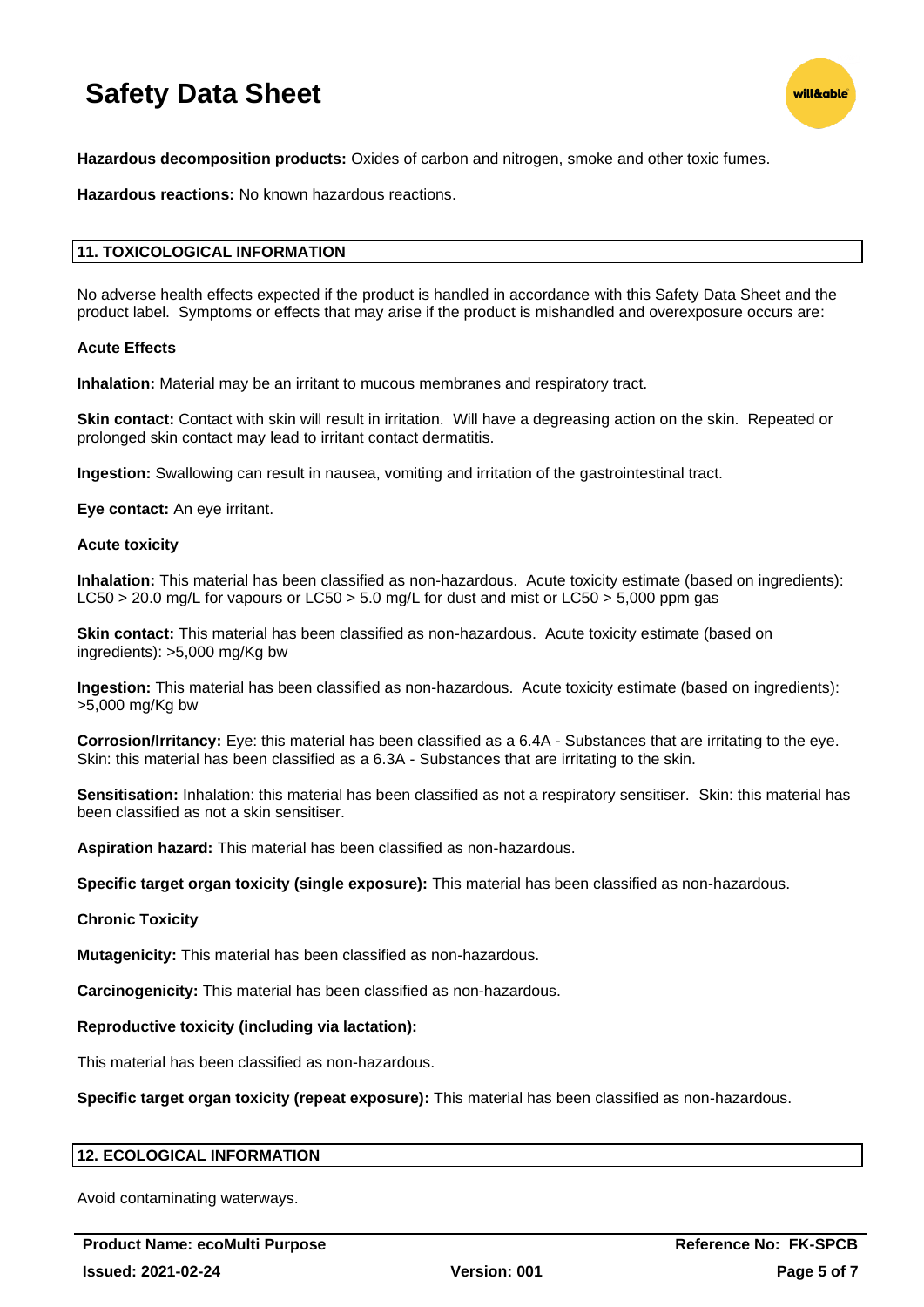**Hazardous decomposition products:** Oxides of carbon and nitrogen, smoke and other toxic fumes.

**Hazardous reactions:** No known hazardous reactions.

## 11. TOXICOLOGICAL INFORMATION

No adverse health effects expected if the product is handled in accordance with this Safety Data Sheet and the product label. Symptoms or effects that may arise if the product is mishandled and overexposure occurs are:

**Acute Effects**

**Inhalation:** Material may be an irritant to mucous membranes and respiratory tract.

**Skin contact:** Contact with skin will result in irritation. Will have a degreasing action on the skin. Repeated or prolonged skin contact may lead to irritant contact dermatitis.

**Ingestion:** Swallowing can result in nausea, vomiting and irritation of the gastrointestinal tract.

**Eye contact:** An eye irritant.

**Acute toxicity**

**Inhalation:** This material has been classified as non-hazardous. Acute toxicity estimate (based on ingredients): LC50 > 20.0 mg/L for vapours or LC50 > 5.0 mg/L for dust and mist or LC50 > 5,000 ppm gas

**Skin contact:** This material has been classified as non-hazardous. Acute toxicity estimate (based on ingredients): >5,000 mg/Kg bw

**Ingestion:** This material has been classified as non-hazardous. Acute toxicity estimate (based on ingredients): >5,000 mg/Kg bw

**Corrosion/Irritancy:** Eye: this material has been classified as a 6.4A - Substances that are irritating to the eye. Skin: this material has been classified as a 6.3A - Substances that are irritating to the skin.

**Sensitisation:** Inhalation: this material has been classified as not a respiratory sensitiser. Skin: this material has been classified as not a skin sensitiser.

**Aspiration hazard:** This material has been classified as non-hazardous.

**Specific target organ toxicity (single exposure):** This material has been classified as non-hazardous.

**Chronic Toxicity**

**Mutagenicity:** This material has been classified as non-hazardous.

**Carcinogenicity:** This material has been classified as non-hazardous.

**Reproductive toxicity (including via lactation):**

This material has been classified as non-hazardous.

**Specific target organ toxicity (repeat exposure):** This material has been classified as non-hazardous.

## 12. ECOLOGICAL INFORMATION

Avoid contaminating waterways.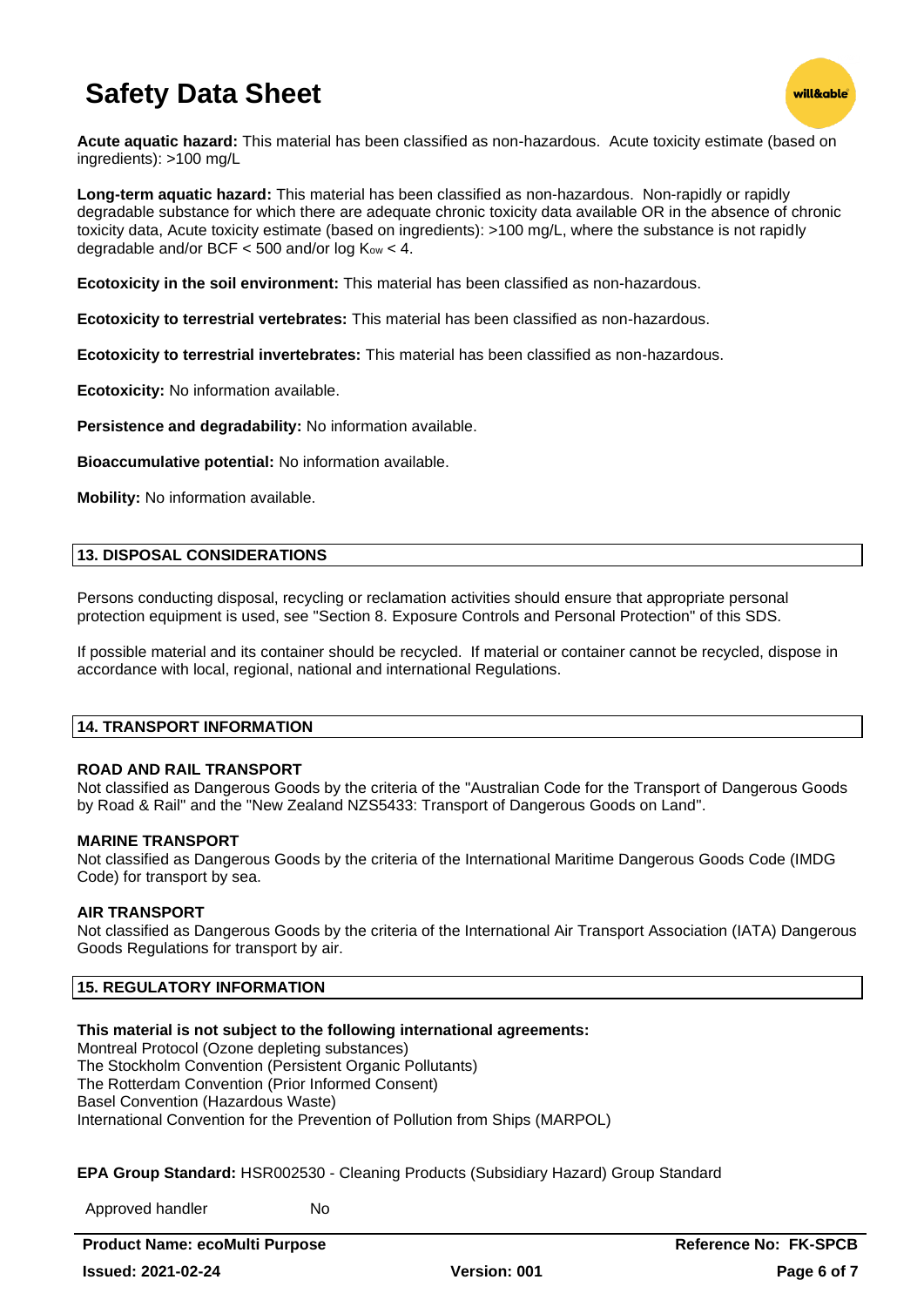**Acute aquatic hazard:** This material has been classified as non-hazardous. Acute toxicity estimate (based on ingredients): >100 mg/L

**Long-term aquatic hazard:** This material has been classified as non-hazardous. Non-rapidly or rapidly degradable substance for which there are adequate chronic toxicity data available OR in the absence of chronic toxicity data, Acute toxicity estimate (based on ingredients): >100 mg/L, where the substance is not rapidly degradable and/or BCF < 500 and/or log $K_{ow}$ < 4.

**Ecotoxicity in the soil environment:** This material has been classified as non-hazardous.

**Ecotoxicity to terrestrial vertebrates:** This material has been classified as non-hazardous.

**Ecotoxicity to terrestrial invertebrates:** This material has been classified as non-hazardous.

**Ecotoxicity:** No information available.

**Persistence and degradability:** No information available.

**Bioaccumulative potential:** No information available.

**Mobility:** No information available.

## 13. DISPOSAL CONSIDERATIONS

Persons conducting disposal, recycling or reclamation activities should ensure that appropriate personal protection equipment is used, see "Section 8. Exposure Controls and Personal Protection" of this SDS.

If possible material and its container should be recycled. If material or container cannot be recycled, dispose in accordance with local, regional, national and international Regulations.

## 14. TRANSPORT INFORMATION

**ROAD AND RAIL TRANSPORT**
Not classified as Dangerous Goods by the criteria of the "Australian Code for the Transport of Dangerous Goods by Road & Rail" and the "New Zealand NZS5433: Transport of Dangerous Goods on Land".

**MARINE TRANSPORT**
Not classified as Dangerous Goods by the criteria of the International Maritime Dangerous Goods Code (IMDG Code) for transport by sea.

**AIR TRANSPORT**
Not classified as Dangerous Goods by the criteria of the International Air Transport Association (IATA) Dangerous Goods Regulations for transport by air.

## 15. REGULATORY INFORMATION

**This material is not subject to the following international agreements:**
Montreal Protocol (Ozone depleting substances)
The Stockholm Convention (Persistent Organic Pollutants)
The Rotterdam Convention (Prior Informed Consent)
Basel Convention (Hazardous Waste)
International Convention for the Prevention of Pollution from Ships (MARPOL)

**EPA Group Standard:** HSR002530 - Cleaning Products (Subsidiary Hazard) Group Standard

| Approved handler | No |
|---|---|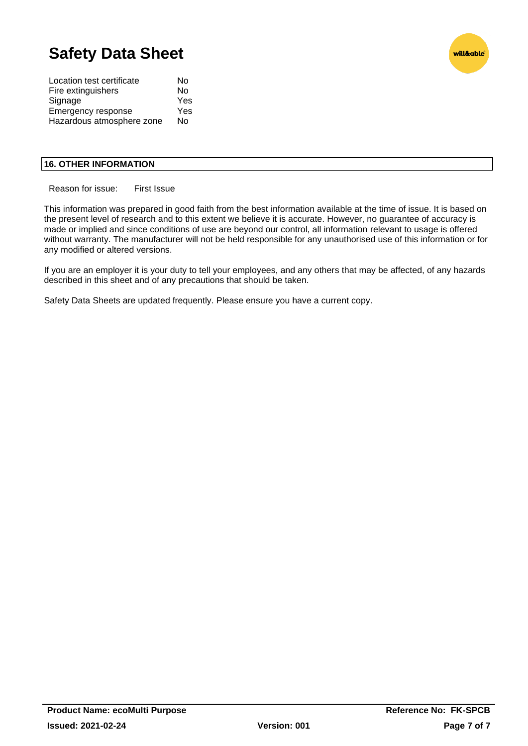| | |
|---|---|
| Location test certificate | No |
| Fire extinguishers | No |
| Signage | Yes |
| Emergency response | Yes |
| Hazardous atmosphere zone | No |

## 16. OTHER INFORMATION

Reason for issue: First Issue

This information was prepared in good faith from the best information available at the time of issue. It is based on the present level of research and to this extent we believe it is accurate. However, no guarantee of accuracy is made or implied and since conditions of use are beyond our control, all information relevant to usage is offered without warranty. The manufacturer will not be held responsible for any unauthorised use of this information or for any modified or altered versions.

If you are an employer it is your duty to tell your employees, and any others that may be affected, of any hazards described in this sheet and of any precautions that should be taken.

Safety Data Sheets are updated frequently. Please ensure you have a current copy.